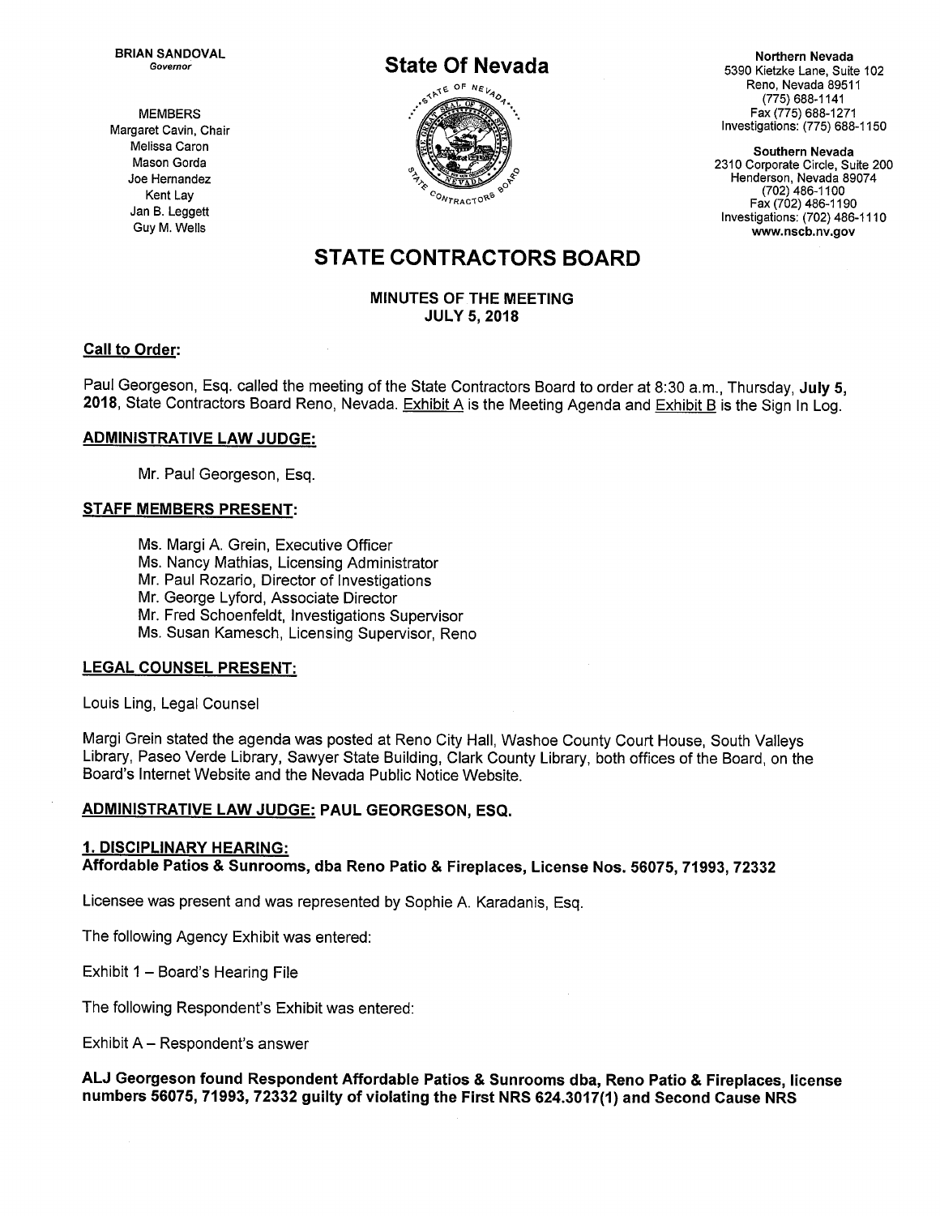**BRIAN SANDOVAL**
*Governor*

MEMBERS
Margaret Cavin, Chair
Melissa Caron
Mason Gorda
Joe Hernandez
Kent Lay
Jan B. Leggett
Guy M. Wells

**State Of Nevada**

**Northern Nevada**
5390 Kietzke Lane, Suite 102
Reno, Nevada 89511
(775) 688-1141
Fax (775) 688-1271
Investigations: (775) 688-1150

**Southern Nevada**
2310 Corporate Circle, Suite 200
Henderson, Nevada 89074
(702) 486-1100
Fax (702) 486-1190
Investigations: (702) 486-1110
**www.nscb.nv.gov**

# STATE CONTRACTORS BOARD

**MINUTES OF THE MEETING**
**JULY 5, 2018**

## Call to Order:

Paul Georgeson, Esq. called the meeting of the State Contractors Board to order at 8:30 a.m., Thursday, **July 5, 2018**, State Contractors Board Reno, Nevada. Exhibit A is the Meeting Agenda and Exhibit B is the Sign In Log.

## ADMINISTRATIVE LAW JUDGE:

Mr. Paul Georgeson, Esq.

## STAFF MEMBERS PRESENT:

Ms. Margi A. Grein, Executive Officer
Ms. Nancy Mathias, Licensing Administrator
Mr. Paul Rozario, Director of Investigations
Mr. George Lyford, Associate Director
Mr. Fred Schoenfeldt, Investigations Supervisor
Ms. Susan Kamesch, Licensing Supervisor, Reno

## LEGAL COUNSEL PRESENT:

Louis Ling, Legal Counsel

Margi Grein stated the agenda was posted at Reno City Hall, Washoe County Court House, South Valleys Library, Paseo Verde Library, Sawyer State Building, Clark County Library, both offices of the Board, on the Board's Internet Website and the Nevada Public Notice Website.

## ADMINISTRATIVE LAW JUDGE: PAUL GEORGESON, ESQ.

### 1. DISCIPLINARY HEARING:
**Affordable Patios & Sunrooms, dba Reno Patio & Fireplaces, License Nos. 56075, 71993, 72332**

Licensee was present and was represented by Sophie A. Karadanis, Esq.

The following Agency Exhibit was entered:

Exhibit 1 – Board's Hearing File

The following Respondent's Exhibit was entered:

Exhibit A – Respondent's answer

**ALJ Georgeson found Respondent Affordable Patios & Sunrooms dba, Reno Patio & Fireplaces, license numbers 56075, 71993, 72332 guilty of violating the First NRS 624.3017(1) and Second Cause NRS**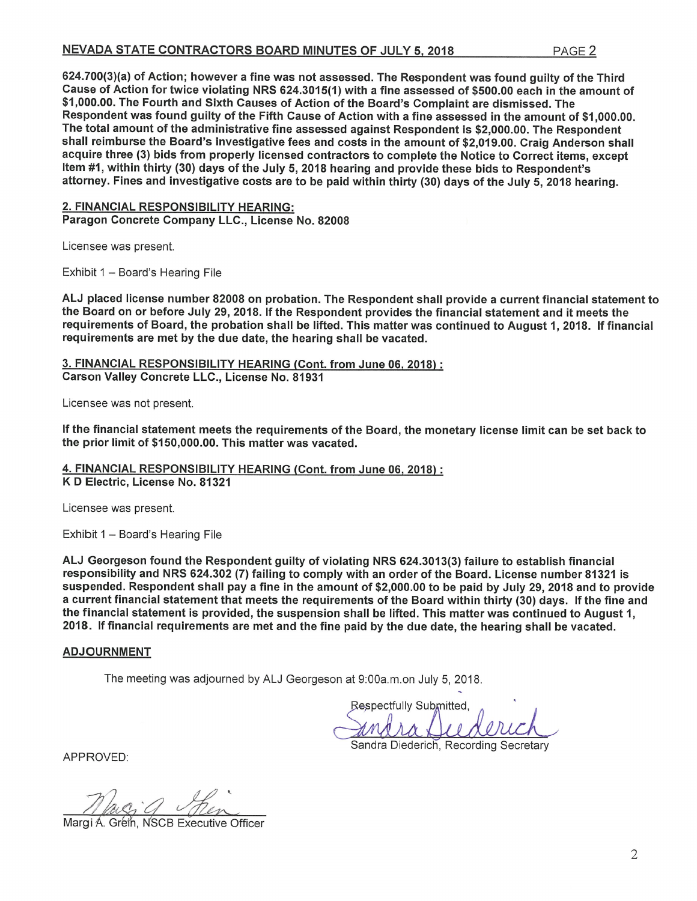**624.700(3)(a) of Action; however a fine was not assessed. The Respondent was found guilty of the Third Cause of Action for twice violating NRS 624.3015(1) with a fine assessed of $500.00 each in the amount of $1,000.00. The Fourth and Sixth Causes of Action of the Board's Complaint are dismissed. The Respondent was found guilty of the Fifth Cause of Action with a fine assessed in the amount of $1,000.00. The total amount of the administrative fine assessed against Respondent is $2,000.00. The Respondent shall reimburse the Board's investigative fees and costs in the amount of $2,019.00. Craig Anderson shall acquire three (3) bids from properly licensed contractors to complete the Notice to Correct items, except Item #1, within thirty (30) days of the July 5, 2018 hearing and provide these bids to Respondent's attorney. Fines and investigative costs are to be paid within thirty (30) days of the July 5, 2018 hearing.**

**2. FINANCIAL RESPONSIBILITY HEARING:**
**Paragon Concrete Company LLC., License No. 82008**

Licensee was present.

Exhibit 1 – Board's Hearing File

**ALJ placed license number 82008 on probation. The Respondent shall provide a current financial statement to the Board on or before July 29, 2018. If the Respondent provides the financial statement and it meets the requirements of Board, the probation shall be lifted. This matter was continued to August 1, 2018. If financial requirements are met by the due date, the hearing shall be vacated.**

**3. FINANCIAL RESPONSIBILITY HEARING (Cont. from June 06, 2018) :**
**Carson Valley Concrete LLC., License No. 81931**

Licensee was not present.

**If the financial statement meets the requirements of the Board, the monetary license limit can be set back to the prior limit of $150,000.00. This matter was vacated.**

**4. FINANCIAL RESPONSIBILITY HEARING (Cont. from June 06, 2018) :**
**K D Electric, License No. 81321**

Licensee was present.

Exhibit 1 – Board's Hearing File

**ALJ Georgeson found the Respondent guilty of violating NRS 624.3013(3) failure to establish financial responsibility and NRS 624.302 (7) failing to comply with an order of the Board. License number 81321 is suspended. Respondent shall pay a fine in the amount of $2,000.00 to be paid by July 29, 2018 and to provide a current financial statement that meets the requirements of the Board within thirty (30) days. If the fine and the financial statement is provided, the suspension shall be lifted. This matter was continued to August 1, 2018. If financial requirements are met and the fine paid by the due date, the hearing shall be vacated.**

**ADJOURNMENT**

The meeting was adjourned by ALJ Georgeson at 9:00a.m.on July 5, 2018.

Respectfully Submitted,

Sandra Diederich

Sandra Diederich, Recording Secretary

APPROVED:

Margi A. Grein

Margi A. Grein, NSCB Executive Officer